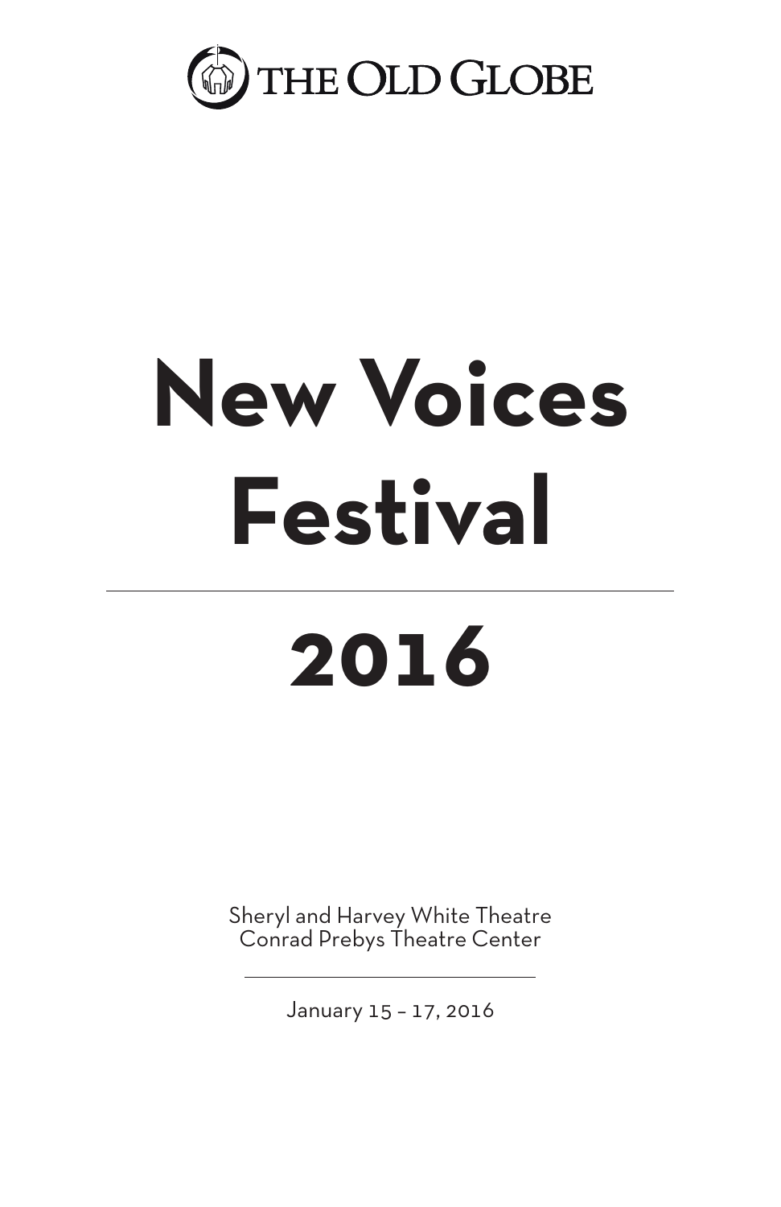THE OLD GLOBE

# New Voices Festival

# 2016

Sheryl and Harvey White Theatre
Conrad Prebys Theatre Center

January 15 – 17, 2016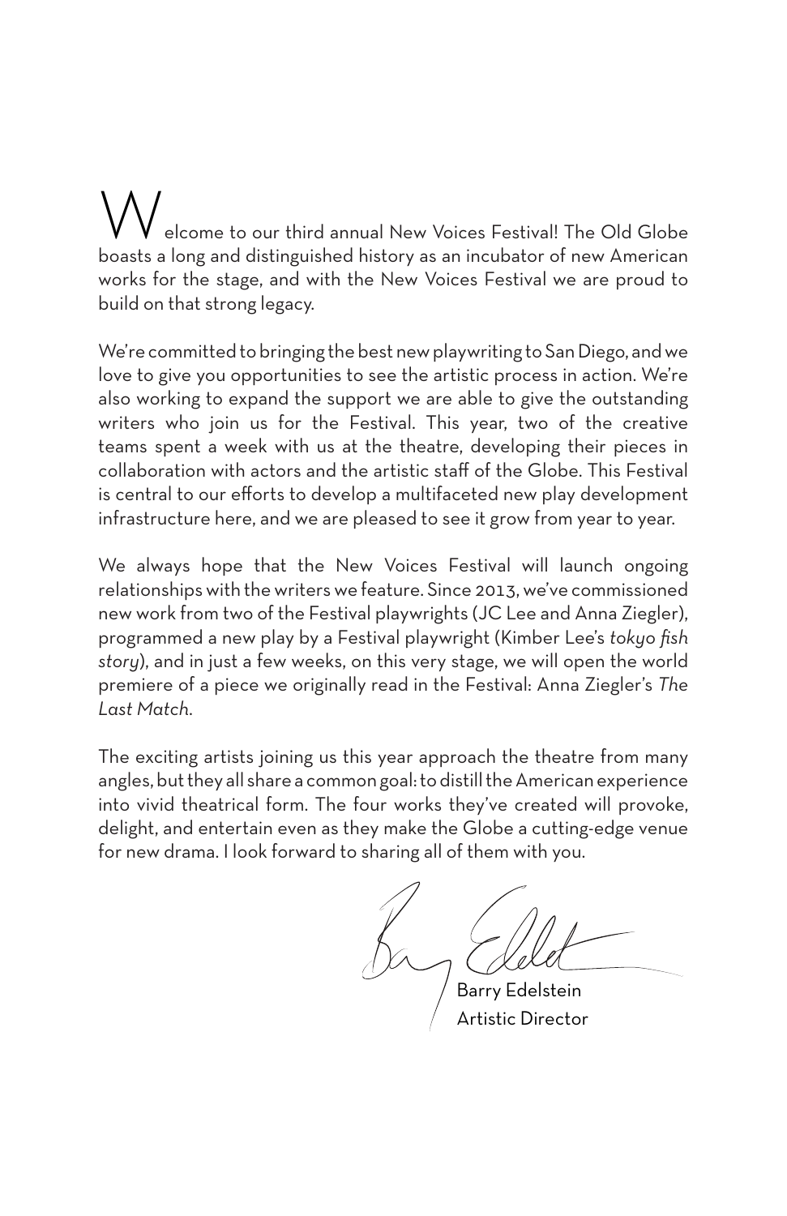Welcome to our third annual New Voices Festival! The Old Globe boasts a long and distinguished history as an incubator of new American works for the stage, and with the New Voices Festival we are proud to build on that strong legacy.

We're committed to bringing the best new playwriting to San Diego, and we love to give you opportunities to see the artistic process in action. We're also working to expand the support we are able to give the outstanding writers who join us for the Festival. This year, two of the creative teams spent a week with us at the theatre, developing their pieces in collaboration with actors and the artistic staff of the Globe. This Festival is central to our efforts to develop a multifaceted new play development infrastructure here, and we are pleased to see it grow from year to year.

We always hope that the New Voices Festival will launch ongoing relationships with the writers we feature. Since 2013, we've commissioned new work from two of the Festival playwrights (JC Lee and Anna Ziegler), programmed a new play by a Festival playwright (Kimber Lee's *tokyo fish story*), and in just a few weeks, on this very stage, we will open the world premiere of a piece we originally read in the Festival: Anna Ziegler's *The Last Match*.

The exciting artists joining us this year approach the theatre from many angles, but they all share a common goal: to distill the American experience into vivid theatrical form. The four works they've created will provoke, delight, and entertain even as they make the Globe a cutting-edge venue for new drama. I look forward to sharing all of them with you.

Barry Edelstein
Artistic Director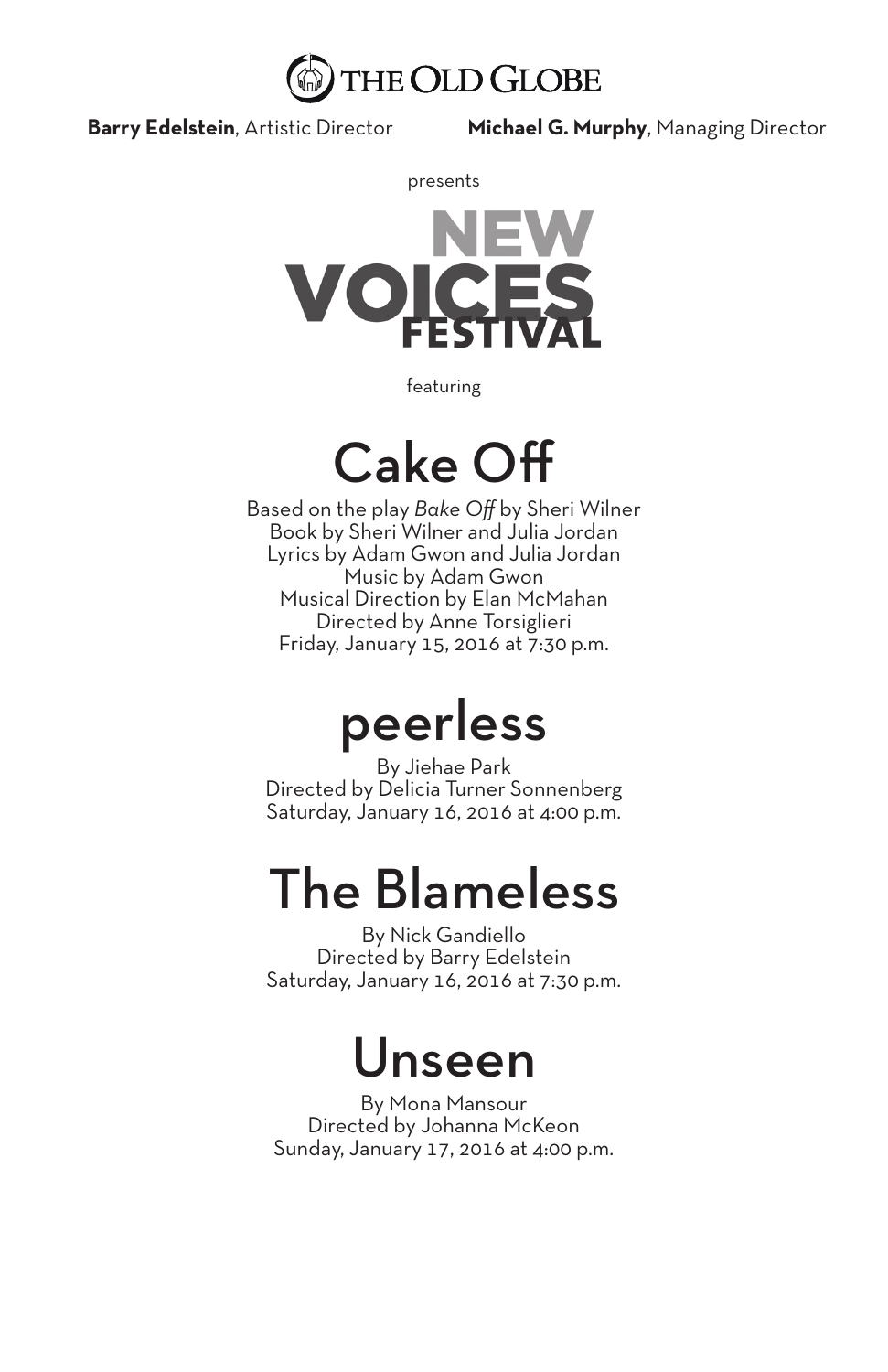THE OLD GLOBE

**Barry Edelstein**, Artistic Director **Michael G. Murphy**, Managing Director

presents

# NEW VOICES FESTIVAL

featuring

## Cake Off

Based on the play *Bake Off* by Sheri Wilner
Book by Sheri Wilner and Julia Jordan
Lyrics by Adam Gwon and Julia Jordan
Music by Adam Gwon
Musical Direction by Elan McMahan
Directed by Anne Torsiglieri
Friday, January 15, 2016 at 7:30 p.m.

## peerless

By Jiehae Park
Directed by Delicia Turner Sonnenberg
Saturday, January 16, 2016 at 4:00 p.m.

## The Blameless

By Nick Gandiello
Directed by Barry Edelstein
Saturday, January 16, 2016 at 7:30 p.m.

## Unseen

By Mona Mansour
Directed by Johanna McKeon
Sunday, January 17, 2016 at 4:00 p.m.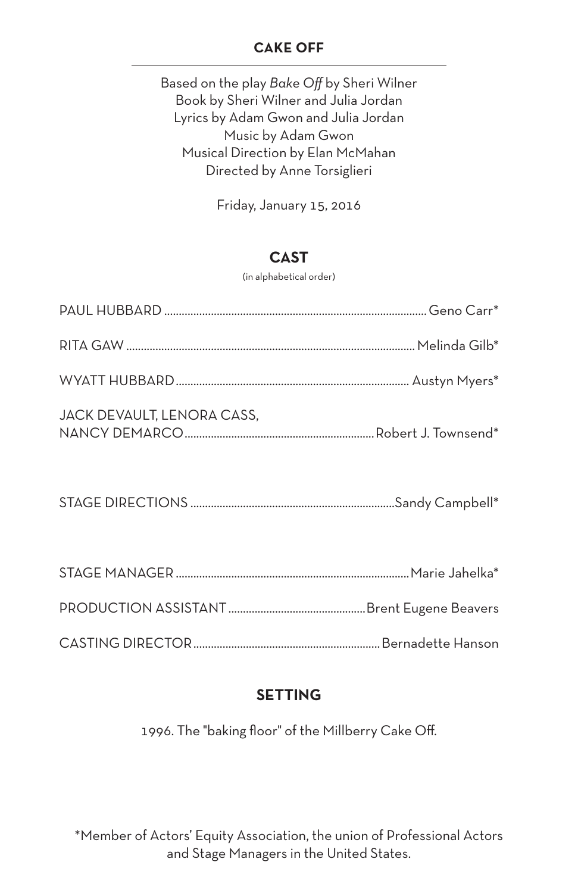## CAKE OFF

Based on the play *Bake Off* by Sheri Wilner
Book by Sheri Wilner and Julia Jordan
Lyrics by Adam Gwon and Julia Jordan
Music by Adam Gwon
Musical Direction by Elan McMahan
Directed by Anne Torsiglieri

Friday, January 15, 2016

## CAST

(in alphabetical order)

PAUL HUBBARD ........................................ Geno Carr*

RITA GAW ........................................ Melinda Gilb*

WYATT HUBBARD ........................................ Austyn Myers*

JACK DEVAULT, LENORA CASS,
NANCY DEMARCO ........................................ Robert J. Townsend*

STAGE DIRECTIONS ........................................ Sandy Campbell*

STAGE MANAGER ........................................ Marie Jahelka*

PRODUCTION ASSISTANT ........................................ Brent Eugene Beavers

CASTING DIRECTOR ........................................ Bernadette Hanson

## SETTING

1996. The "baking floor" of the Millberry Cake Off.

*Member of Actors' Equity Association, the union of Professional Actors and Stage Managers in the United States.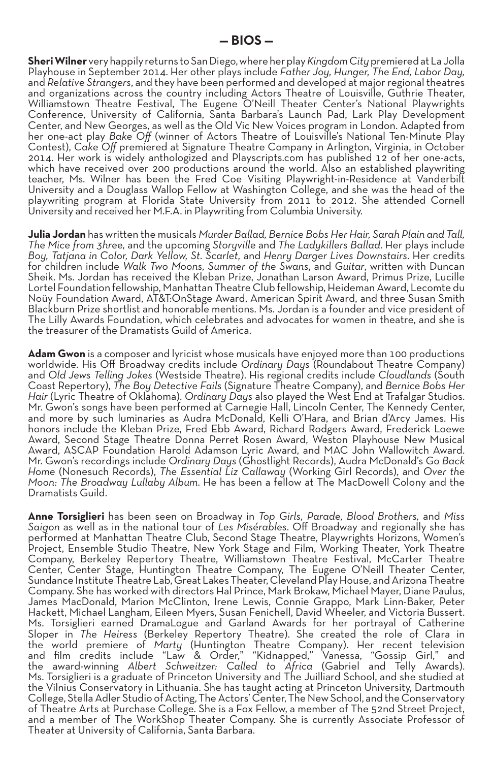## — BIOS —

**Sheri Wilner** very happily returns to San Diego, where her play *Kingdom City* premiered at La Jolla Playhouse in September 2014. Her other plays include *Father Joy, Hunger, The End, Labor Day,* and *Relative Strangers*, and they have been performed and developed at major regional theatres and organizations across the country including Actors Theatre of Louisville, Guthrie Theater, Williamstown Theatre Festival, The Eugene O'Neill Theater Center's National Playwrights Conference, University of California, Santa Barbara's Launch Pad, Lark Play Development Center, and New Georges, as well as the Old Vic New Voices program in London. Adapted from her one-act play *Bake Off* (winner of Actors Theatre of Louisville's National Ten-Minute Play Contest), *Cake Off* premiered at Signature Theatre Company in Arlington, Virginia, in October 2014. Her work is widely anthologized and Playscripts.com has published 12 of her one-acts, which have received over 200 productions around the world. Also an established playwriting teacher, Ms. Wilner has been the Fred Coe Visiting Playwright-in-Residence at Vanderbilt University and a Douglass Wallop Fellow at Washington College, and she was the head of the playwriting program at Florida State University from 2011 to 2012. She attended Cornell University and received her M.F.A. in Playwriting from Columbia University.

**Julia Jordan** has written the musicals *Murder Ballad, Bernice Bobs Her Hair, Sarah Plain and Tall, The Mice from 3hree,* and the upcoming *Storyville* and *The Ladykillers Ballad*. Her plays include *Boy, Tatjana in Color, Dark Yellow, St. Scarlet,* and *Henry Darger Lives Downstairs*. Her credits for children include *Walk Two Moons, Summer of the Swans*, and *Guitar*, written with Duncan Sheik. Ms. Jordan has received the Kleban Prize, Jonathan Larson Award, Primus Prize, Lucille Lortel Foundation fellowship, Manhattan Theatre Club fellowship, Heideman Award, Lecomte du Noüy Foundation Award, AT&T:OnStage Award, American Spirit Award, and three Susan Smith Blackburn Prize shortlist and honorable mentions. Ms. Jordan is a founder and vice president of The Lilly Awards Foundation, which celebrates and advocates for women in theatre, and she is the treasurer of the Dramatists Guild of America.

**Adam Gwon** is a composer and lyricist whose musicals have enjoyed more than 100 productions worldwide. His Off Broadway credits include *Ordinary Days* (Roundabout Theatre Company) and *Old Jews Telling Jokes* (Westside Theatre). His regional credits include *Cloudlands* (South Coast Repertory), *The Boy Detective Fails* (Signature Theatre Company), and *Bernice Bobs Her Hair* (Lyric Theatre of Oklahoma). *Ordinary Days* also played the West End at Trafalgar Studios. Mr. Gwon's songs have been performed at Carnegie Hall, Lincoln Center, The Kennedy Center, and more by such luminaries as Audra McDonald, Kelli O'Hara, and Brian d'Arcy James. His honors include the Kleban Prize, Fred Ebb Award, Richard Rodgers Award, Frederick Loewe Award, Second Stage Theatre Donna Perret Rosen Award, Weston Playhouse New Musical Award, ASCAP Foundation Harold Adamson Lyric Award, and MAC John Wallowitch Award. Mr. Gwon's recordings include *Ordinary Days* (Ghostlight Records), Audra McDonald's *Go Back Home* (Nonesuch Records), *The Essential Liz Callaway* (Working Girl Records), and *Over the Moon: The Broadway Lullaby Album*. He has been a fellow at The MacDowell Colony and the Dramatists Guild.

**Anne Torsiglieri** has been seen on Broadway in *Top Girls, Parade, Blood Brothers,* and *Miss Saigon* as well as in the national tour of *Les Misérables*. Off Broadway and regionally she has performed at Manhattan Theatre Club, Second Stage Theatre, Playwrights Horizons, Women's Project, Ensemble Studio Theatre, New York Stage and Film, Working Theater, York Theatre Company, Berkeley Repertory Theatre, Williamstown Theatre Festival, McCarter Theatre Center, Center Stage, Huntington Theatre Company, The Eugene O'Neill Theater Center, Sundance Institute Theatre Lab, Great Lakes Theater, Cleveland Play House, and Arizona Theatre Company. She has worked with directors Hal Prince, Mark Brokaw, Michael Mayer, Diane Paulus, James MacDonald, Marion McClinton, Irene Lewis, Connie Grappo, Mark Linn-Baker, Peter Hackett, Michael Langham, Eileen Myers, Susan Fenichell, David Wheeler, and Victoria Bussert. Ms. Torsiglieri earned DramaLogue and Garland Awards for her portrayal of Catherine Sloper in *The Heiress* (Berkeley Repertory Theatre). She created the role of Clara in the world premiere of *Marty* (Huntington Theatre Company). Her recent television and film credits include "Law & Order," "Kidnapped," Vanessa, "Gossip Girl," and the award-winning *Albert Schweitzer: Called to Africa* (Gabriel and Telly Awards). Ms. Torsiglieri is a graduate of Princeton University and The Juilliard School, and she studied at the Vilnius Conservatory in Lithuania. She has taught acting at Princeton University, Dartmouth College, Stella Adler Studio of Acting, The Actors' Center, The New School, and the Conservatory of Theatre Arts at Purchase College. She is a Fox Fellow, a member of The 52nd Street Project, and a member of The WorkShop Theater Company. She is currently Associate Professor of Theater at University of California, Santa Barbara.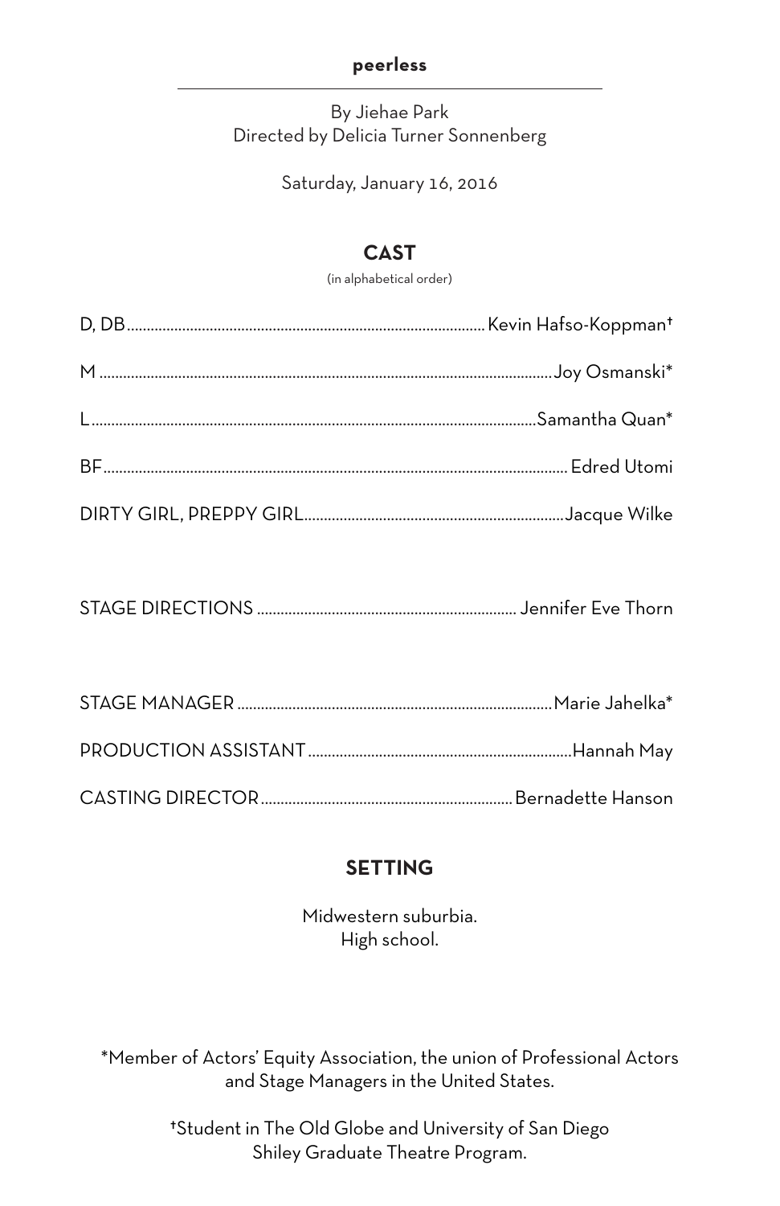**peerless**

By Jiehae Park
Directed by Delicia Turner Sonnenberg

Saturday, January 16, 2016

## CAST

(in alphabetical order)

D, DB .......... Kevin Hafso-Koppman†

M .......... Joy Osmanski*

L .......... Samantha Quan*

BF .......... Edred Utomi

DIRTY GIRL, PREPPY GIRL .......... Jacque Wilke

STAGE DIRECTIONS .......... Jennifer Eve Thorn

STAGE MANAGER .......... Marie Jahelka*

PRODUCTION ASSISTANT .......... Hannah May

CASTING DIRECTOR .......... Bernadette Hanson

## SETTING

Midwestern suburbia.
High school.

*Member of Actors' Equity Association, the union of Professional Actors and Stage Managers in the United States.

†Student in The Old Globe and University of San Diego Shiley Graduate Theatre Program.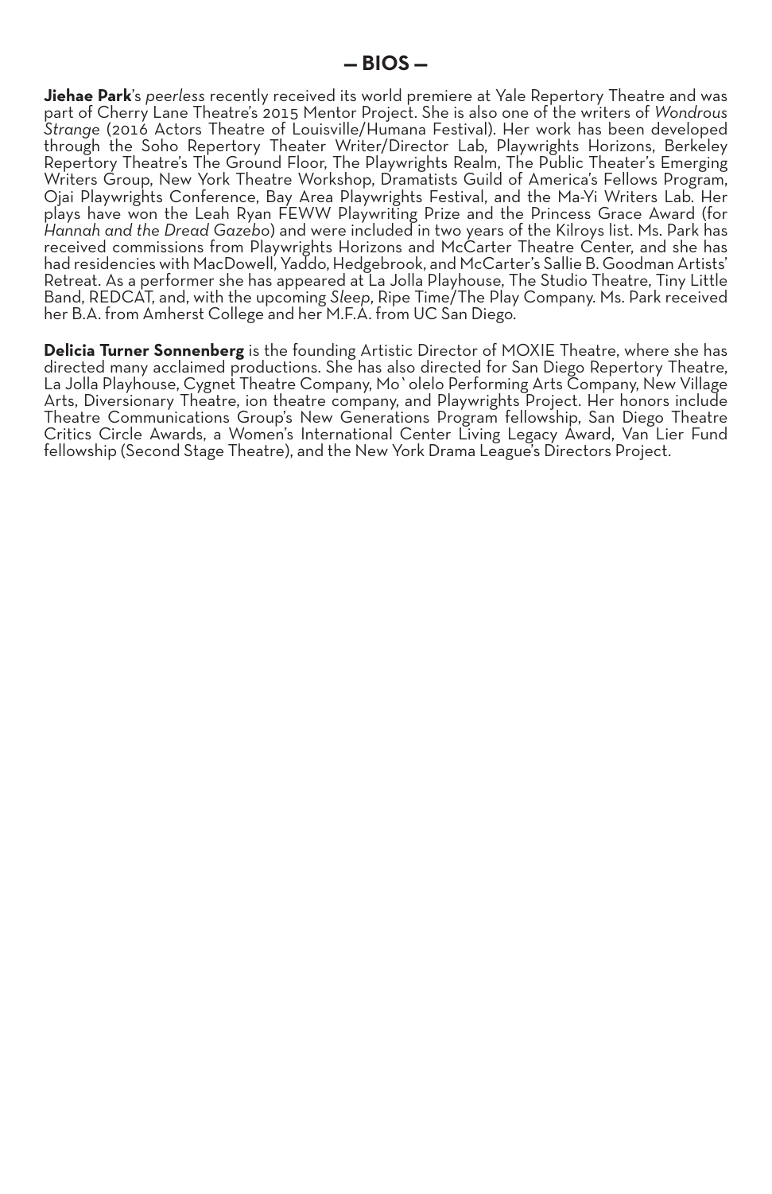## — BIOS —

**Jiehae Park**'s *peerless* recently received its world premiere at Yale Repertory Theatre and was part of Cherry Lane Theatre's 2015 Mentor Project. She is also one of the writers of *Wondrous Strange* (2016 Actors Theatre of Louisville/Humana Festival). Her work has been developed through the Soho Repertory Theater Writer/Director Lab, Playwrights Horizons, Berkeley Repertory Theatre's The Ground Floor, The Playwrights Realm, The Public Theater's Emerging Writers Group, New York Theatre Workshop, Dramatists Guild of America's Fellows Program, Ojai Playwrights Conference, Bay Area Playwrights Festival, and the Ma-Yi Writers Lab. Her plays have won the Leah Ryan FEWW Playwriting Prize and the Princess Grace Award (for *Hannah and the Dread Gazebo*) and were included in two years of the Kilroys list. Ms. Park has received commissions from Playwrights Horizons and McCarter Theatre Center, and she has had residencies with MacDowell, Yaddo, Hedgebrook, and McCarter's Sallie B. Goodman Artists' Retreat. As a performer she has appeared at La Jolla Playhouse, The Studio Theatre, Tiny Little Band, REDCAT, and, with the upcoming *Sleep*, Ripe Time/The Play Company. Ms. Park received her B.A. from Amherst College and her M.F.A. from UC San Diego.

**Delicia Turner Sonnenberg** is the founding Artistic Director of MOXIE Theatre, where she has directed many acclaimed productions. She has also directed for San Diego Repertory Theatre, La Jolla Playhouse, Cygnet Theatre Company, Mo`olelo Performing Arts Company, New Village Arts, Diversionary Theatre, ion theatre company, and Playwrights Project. Her honors include Theatre Communications Group's New Generations Program fellowship, San Diego Theatre Critics Circle Awards, a Women's International Center Living Legacy Award, Van Lier Fund fellowship (Second Stage Theatre), and the New York Drama League's Directors Project.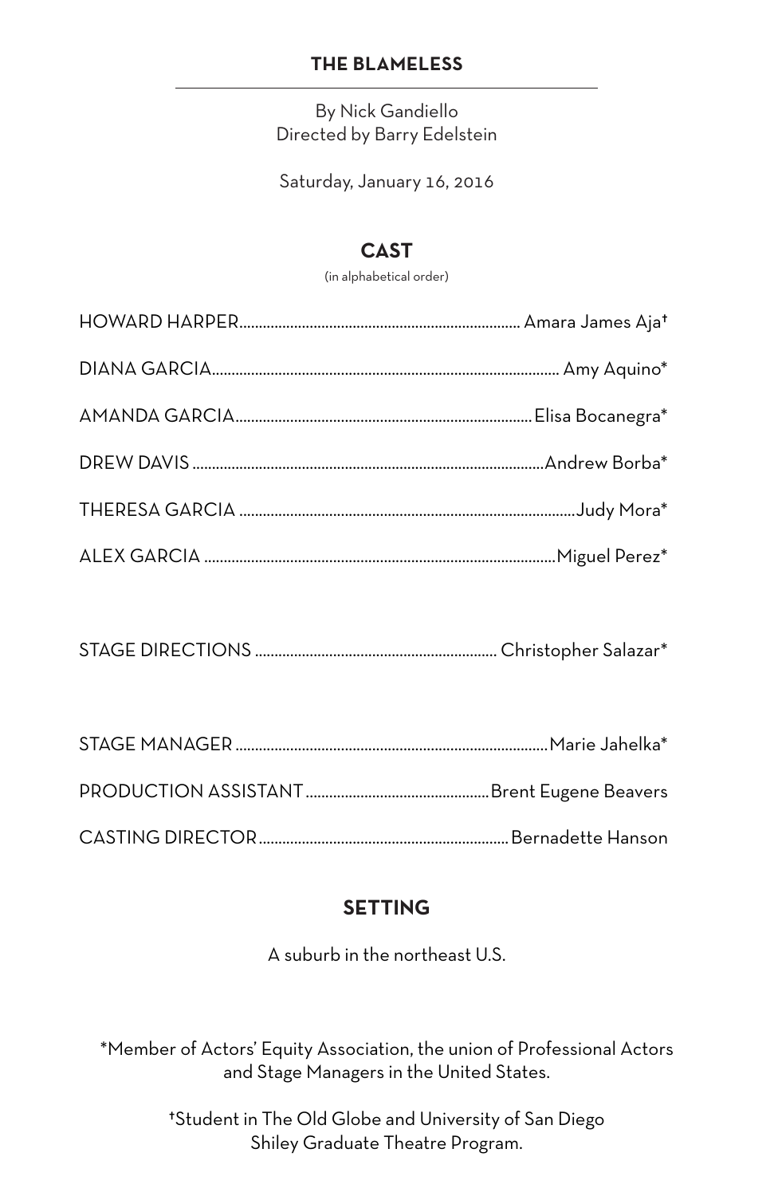## THE BLAMELESS

By Nick Gandiello
Directed by Barry Edelstein

Saturday, January 16, 2016

### CAST

(in alphabetical order)

HOWARD HARPER....................................................................... Amara James Aja†

DIANA GARCIA......................................................................................... Amy Aquino*

AMANDA GARCIA..........................................................................Elisa Bocanegra*

DREW DAVIS ..........................................................................................Andrew Borba*

THERESA GARCIA .......................................................................................Judy Mora*

ALEX GARCIA ..........................................................................................Miguel Perez*

STAGE DIRECTIONS ............................................................. Christopher Salazar*

STAGE MANAGER ...............................................................................Marie Jahelka*

PRODUCTION ASSISTANT..............................................Brent Eugene Beavers

CASTING DIRECTOR...............................................................Bernadette Hanson

### SETTING

A suburb in the northeast U.S.

*Member of Actors' Equity Association, the union of Professional Actors and Stage Managers in the United States.

†Student in The Old Globe and University of San Diego Shiley Graduate Theatre Program.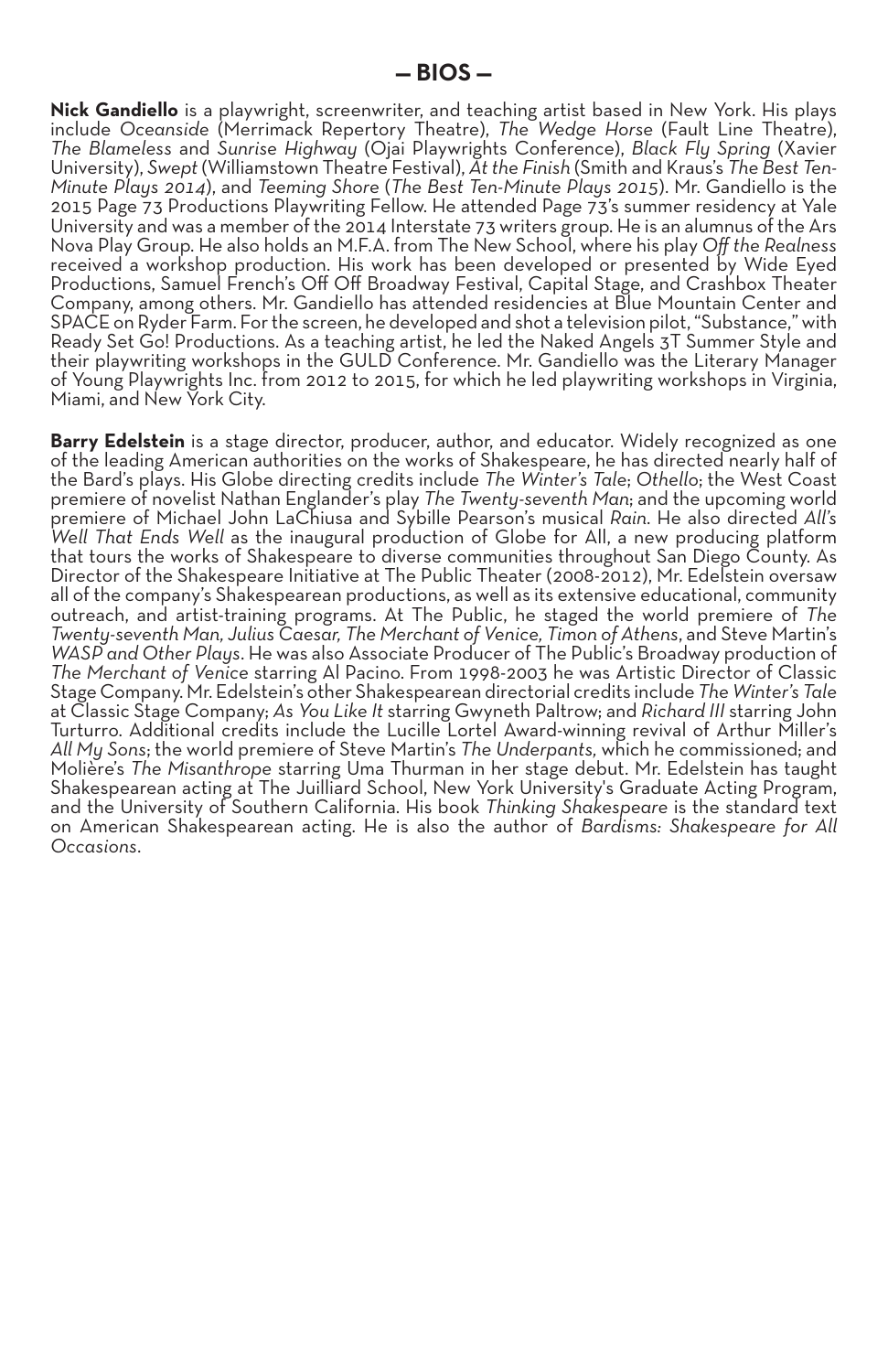## — BIOS —

**Nick Gandiello** is a playwright, screenwriter, and teaching artist based in New York. His plays include *Oceanside* (Merrimack Repertory Theatre), *The Wedge Horse* (Fault Line Theatre), *The Blameless* and *Sunrise Highway* (Ojai Playwrights Conference), *Black Fly Spring* (Xavier University), *Swept* (Williamstown Theatre Festival), *At the Finish* (Smith and Kraus's *The Best Ten-Minute Plays 2014*), and *Teeming Shore* (*The Best Ten-Minute Plays 2015*). Mr. Gandiello is the 2015 Page 73 Productions Playwriting Fellow. He attended Page 73's summer residency at Yale University and was a member of the 2014 Interstate 73 writers group. He is an alumnus of the Ars Nova Play Group. He also holds an M.F.A. from The New School, where his play *Off the Realness* received a workshop production. His work has been developed or presented by Wide Eyed Productions, Samuel French's Off Off Broadway Festival, Capital Stage, and Crashbox Theater Company, among others. Mr. Gandiello has attended residencies at Blue Mountain Center and SPACE on Ryder Farm. For the screen, he developed and shot a television pilot, "Substance," with Ready Set Go! Productions. As a teaching artist, he led the Naked Angels 3T Summer Style and their playwriting workshops in the GULD Conference. Mr. Gandiello was the Literary Manager of Young Playwrights Inc. from 2012 to 2015, for which he led playwriting workshops in Virginia, Miami, and New York City.

**Barry Edelstein** is a stage director, producer, author, and educator. Widely recognized as one of the leading American authorities on the works of Shakespeare, he has directed nearly half of the Bard's plays. His Globe directing credits include *The Winter's Tale*; *Othello*; the West Coast premiere of novelist Nathan Englander's play *The Twenty-seventh Man*; and the upcoming world premiere of Michael John LaChiusa and Sybille Pearson's musical *Rain*. He also directed *All's Well That Ends Well* as the inaugural production of Globe for All, a new producing platform that tours the works of Shakespeare to diverse communities throughout San Diego County. As Director of the Shakespeare Initiative at The Public Theater (2008-2012), Mr. Edelstein oversaw all of the company's Shakespearean productions, as well as its extensive educational, community outreach, and artist-training programs. At The Public, he staged the world premiere of *The Twenty-seventh Man, Julius Caesar, The Merchant of Venice, Timon of Athens*, and Steve Martin's *WASP and Other Plays*. He was also Associate Producer of The Public's Broadway production of *The Merchant of Venice* starring Al Pacino. From 1998-2003 he was Artistic Director of Classic Stage Company. Mr. Edelstein's other Shakespearean directorial credits include *The Winter's Tale* at Classic Stage Company; *As You Like It* starring Gwyneth Paltrow; and *Richard III* starring John Turturro. Additional credits include the Lucille Lortel Award-winning revival of Arthur Miller's *All My Sons*; the world premiere of Steve Martin's *The Underpants*, which he commissioned; and Molière's *The Misanthrope* starring Uma Thurman in her stage debut. Mr. Edelstein has taught Shakespearean acting at The Juilliard School, New York University's Graduate Acting Program, and the University of Southern California. His book *Thinking Shakespeare* is the standard text on American Shakespearean acting. He is also the author of *Bardisms: Shakespeare for All Occasions*.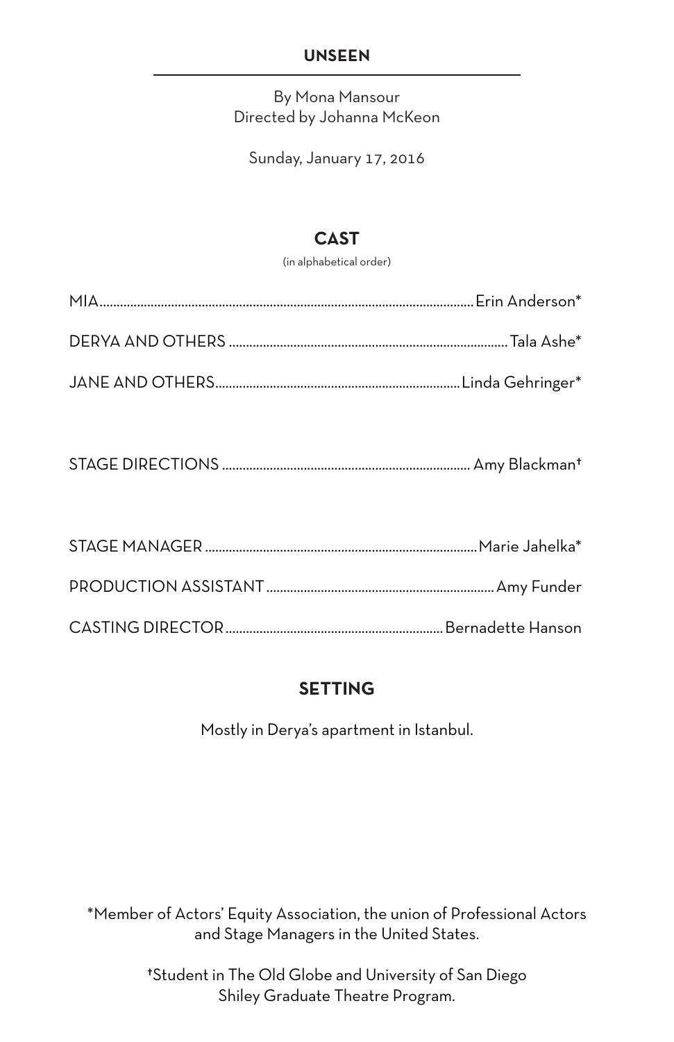## UNSEEN

By Mona Mansour
Directed by Johanna McKeon

Sunday, January 17, 2016

### CAST

(in alphabetical order)

MIA............................................................................................................Erin Anderson*

DERYA AND OTHERS ................................................................................. Tala Ashe*

JANE AND OTHERS......................................................................Linda Gehringer*

STAGE DIRECTIONS ........................................................................ Amy Blackman†

STAGE MANAGER ...............................................................................Marie Jahelka*

PRODUCTION ASSISTANT ..................................................................Amy Funder

CASTING DIRECTOR ...............................................................Bernadette Hanson

### SETTING

Mostly in Derya's apartment in Istanbul.

*Member of Actors' Equity Association, the union of Professional Actors and Stage Managers in the United States.

†Student in The Old Globe and University of San Diego Shiley Graduate Theatre Program.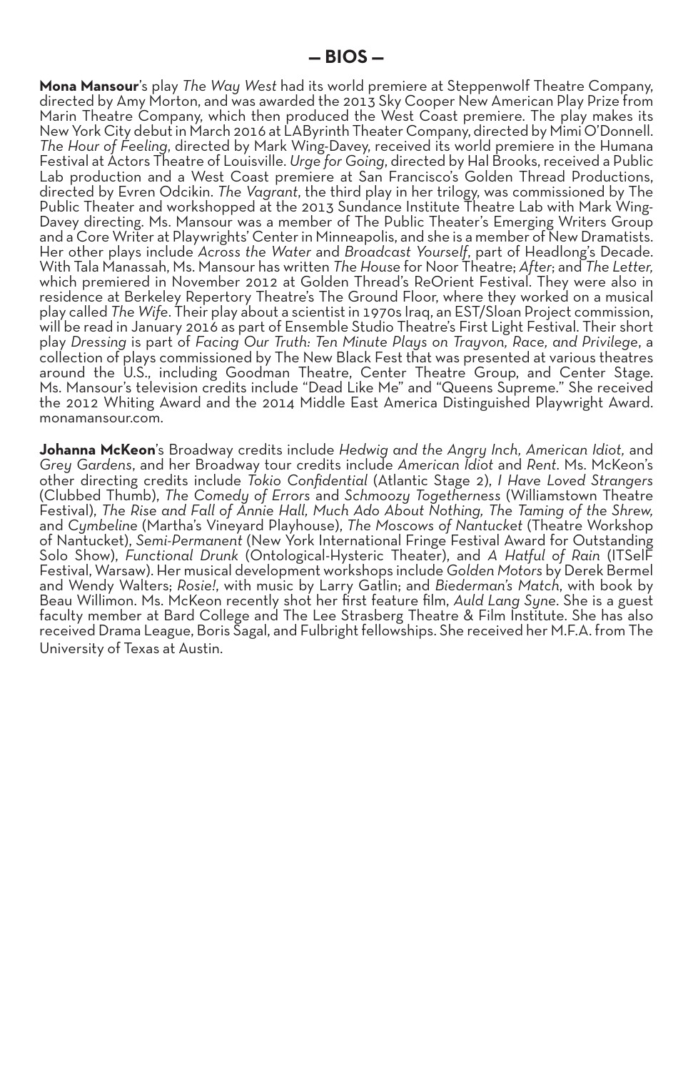## — BIOS —

**Mona Mansour**'s play *The Way West* had its world premiere at Steppenwolf Theatre Company, directed by Amy Morton, and was awarded the 2013 Sky Cooper New American Play Prize from Marin Theatre Company, which then produced the West Coast premiere. The play makes its New York City debut in March 2016 at LAByrinth Theater Company, directed by Mimi O'Donnell. *The Hour of Feeling*, directed by Mark Wing-Davey, received its world premiere in the Humana Festival at Actors Theatre of Louisville. *Urge for Going*, directed by Hal Brooks, received a Public Lab production and a West Coast premiere at San Francisco's Golden Thread Productions, directed by Evren Odcikin. *The Vagrant*, the third play in her trilogy, was commissioned by The Public Theater and workshopped at the 2013 Sundance Institute Theatre Lab with Mark Wing-Davey directing. Ms. Mansour was a member of The Public Theater's Emerging Writers Group and a Core Writer at Playwrights' Center in Minneapolis, and she is a member of New Dramatists. Her other plays include *Across the Water* and *Broadcast Yourself*, part of Headlong's Decade. With Tala Manassah, Ms. Mansour has written *The House* for Noor Theatre; *After*; and *The Letter*, which premiered in November 2012 at Golden Thread's ReOrient Festival. They were also in residence at Berkeley Repertory Theatre's The Ground Floor, where they worked on a musical play called *The Wife*. Their play about a scientist in 1970s Iraq, an EST/Sloan Project commission, will be read in January 2016 as part of Ensemble Studio Theatre's First Light Festival. Their short play *Dressing* is part of *Facing Our Truth: Ten Minute Plays on Trayvon, Race, and Privilege*, a collection of plays commissioned by The New Black Fest that was presented at various theatres around the U.S., including Goodman Theatre, Center Theatre Group, and Center Stage. Ms. Mansour's television credits include "Dead Like Me" and "Queens Supreme." She received the 2012 Whiting Award and the 2014 Middle East America Distinguished Playwright Award. monamansour.com.

**Johanna McKeon**'s Broadway credits include *Hedwig and the Angry Inch, American Idiot,* and *Grey Gardens*, and her Broadway tour credits include *American Idiot* and *Rent*. Ms. McKeon's other directing credits include *Tokio Confidential* (Atlantic Stage 2), *I Have Loved Strangers* (Clubbed Thumb), *The Comedy of Errors* and *Schmoozy Togetherness* (Williamstown Theatre Festival), *The Rise and Fall of Annie Hall, Much Ado About Nothing, The Taming of the Shrew,* and *Cymbeline* (Martha's Vineyard Playhouse), *The Moscows of Nantucket* (Theatre Workshop of Nantucket), *Semi-Permanent* (New York International Fringe Festival Award for Outstanding Solo Show), *Functional Drunk* (Ontological-Hysteric Theater), and *A Hatful of Rain* (ITSelF Festival, Warsaw). Her musical development workshops include *Golden Motors* by Derek Bermel and Wendy Walters; *Rosie!*, with music by Larry Gatlin; and *Biederman's Match*, with book by Beau Willimon. Ms. McKeon recently shot her first feature film, *Auld Lang Syne*. She is a guest faculty member at Bard College and The Lee Strasberg Theatre & Film Institute. She has also received Drama League, Boris Sagal, and Fulbright fellowships. She received her M.F.A. from The University of Texas at Austin.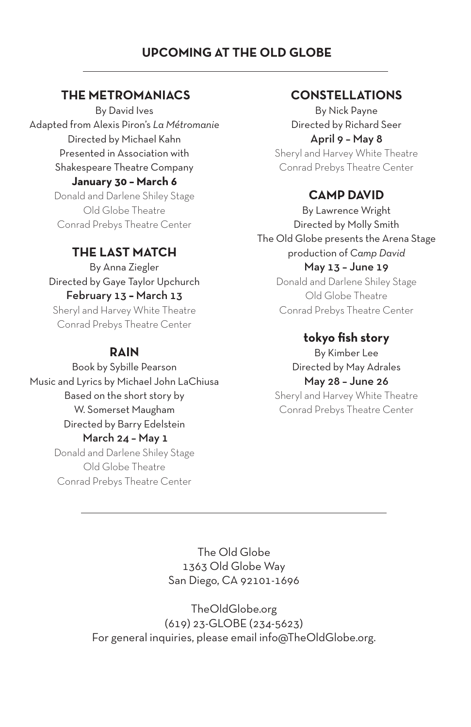## UPCOMING AT THE OLD GLOBE

### THE METROMANIACS

By David Ives
Adapted from Alexis Piron's *La Métromanie*
Directed by Michael Kahn
Presented in Association with
Shakespeare Theatre Company
**January 30 – March 6**
Donald and Darlene Shiley Stage
Old Globe Theatre
Conrad Prebys Theatre Center

### THE LAST MATCH

By Anna Ziegler
Directed by Gaye Taylor Upchurch
**February 13 – March 13**
Sheryl and Harvey White Theatre
Conrad Prebys Theatre Center

### RAIN

Book by Sybille Pearson
Music and Lyrics by Michael John LaChiusa
Based on the short story by
W. Somerset Maugham
Directed by Barry Edelstein
**March 24 – May 1**
Donald and Darlene Shiley Stage
Old Globe Theatre
Conrad Prebys Theatre Center

### CONSTELLATIONS

By Nick Payne
Directed by Richard Seer
**April 9 – May 8**
Sheryl and Harvey White Theatre
Conrad Prebys Theatre Center

### CAMP DAVID

By Lawrence Wright
Directed by Molly Smith
The Old Globe presents the Arena Stage
production of *Camp David*
**May 13 – June 19**
Donald and Darlene Shiley Stage
Old Globe Theatre
Conrad Prebys Theatre Center

### tokyo fish story

By Kimber Lee
Directed by May Adrales
**May 28 – June 26**
Sheryl and Harvey White Theatre
Conrad Prebys Theatre Center

---

The Old Globe
1363 Old Globe Way
San Diego, CA 92101-1696

TheOldGlobe.org
(619) 23-GLOBE (234-5623)
For general inquiries, please email info@TheOldGlobe.org.